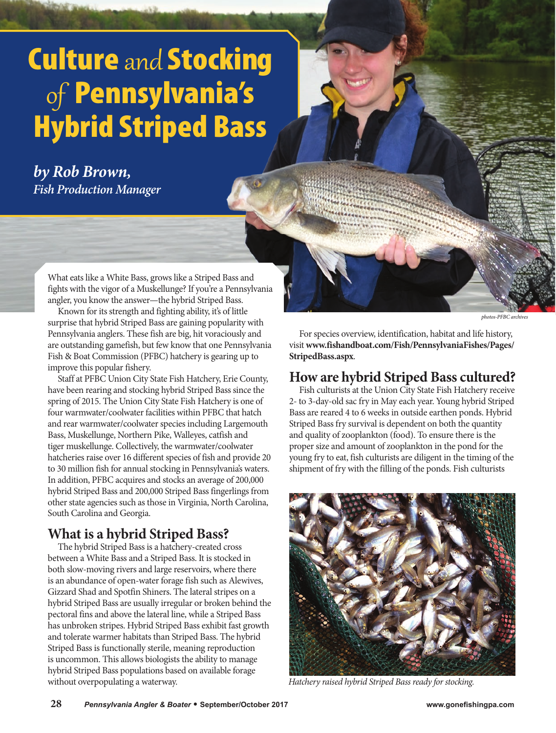# Culture *and* Stocking *of* Pennsylvania's Hybrid Striped Bass

***by Rob Brown,***
***Fish Production Manager***

What eats like a White Bass, grows like a Striped Bass and fights with the vigor of a Muskellunge? If you're a Pennsylvania angler, you know the answer—the hybrid Striped Bass.

Known for its strength and fighting ability, it's of little surprise that hybrid Striped Bass are gaining popularity with Pennsylvania anglers. These fish are big, hit voraciously and are outstanding gamefish, but few know that one Pennsylvania Fish & Boat Commission (PFBC) hatchery is gearing up to improve this popular fishery.

Staff at PFBC Union City State Fish Hatchery, Erie County, have been rearing and stocking hybrid Striped Bass since the spring of 2015. The Union City State Fish Hatchery is one of four warmwater/coolwater facilities within PFBC that hatch and rear warmwater/coolwater species including Largemouth Bass, Muskellunge, Northern Pike, Walleyes, catfish and tiger muskellunge. Collectively, the warmwater/coolwater hatcheries raise over 16 different species of fish and provide 20 to 30 million fish for annual stocking in Pennsylvania's waters. In addition, PFBC acquires and stocks an average of 200,000 hybrid Striped Bass and 200,000 Striped Bass fingerlings from other state agencies such as those in Virginia, North Carolina, South Carolina and Georgia.

## What is a hybrid Striped Bass?

The hybrid Striped Bass is a hatchery-created cross between a White Bass and a Striped Bass. It is stocked in both slow-moving rivers and large reservoirs, where there is an abundance of open-water forage fish such as Alewives, Gizzard Shad and Spotfin Shiners. The lateral stripes on a hybrid Striped Bass are usually irregular or broken behind the pectoral fins and above the lateral line, while a Striped Bass has unbroken stripes. Hybrid Striped Bass exhibit fast growth and tolerate warmer habitats than Striped Bass. The hybrid Striped Bass is functionally sterile, meaning reproduction is uncommon. This allows biologists the ability to manage hybrid Striped Bass populations based on available forage without overpopulating a waterway.

*photos-PFBC archives*

For species overview, identification, habitat and life history, visit **www.fishandboat.com/Fish/PennsylvaniaFishes/Pages/StripedBass.aspx**.

## How are hybrid Striped Bass cultured?

Fish culturists at the Union City State Fish Hatchery receive 2- to 3-day-old sac fry in May each year. Young hybrid Striped Bass are reared 4 to 6 weeks in outside earthen ponds. Hybrid Striped Bass fry survival is dependent on both the quantity and quality of zooplankton (food). To ensure there is the proper size and amount of zooplankton in the pond for the young fry to eat, fish culturists are diligent in the timing of the shipment of fry with the filling of the ponds. Fish culturists

*Hatchery raised hybrid Striped Bass ready for stocking.*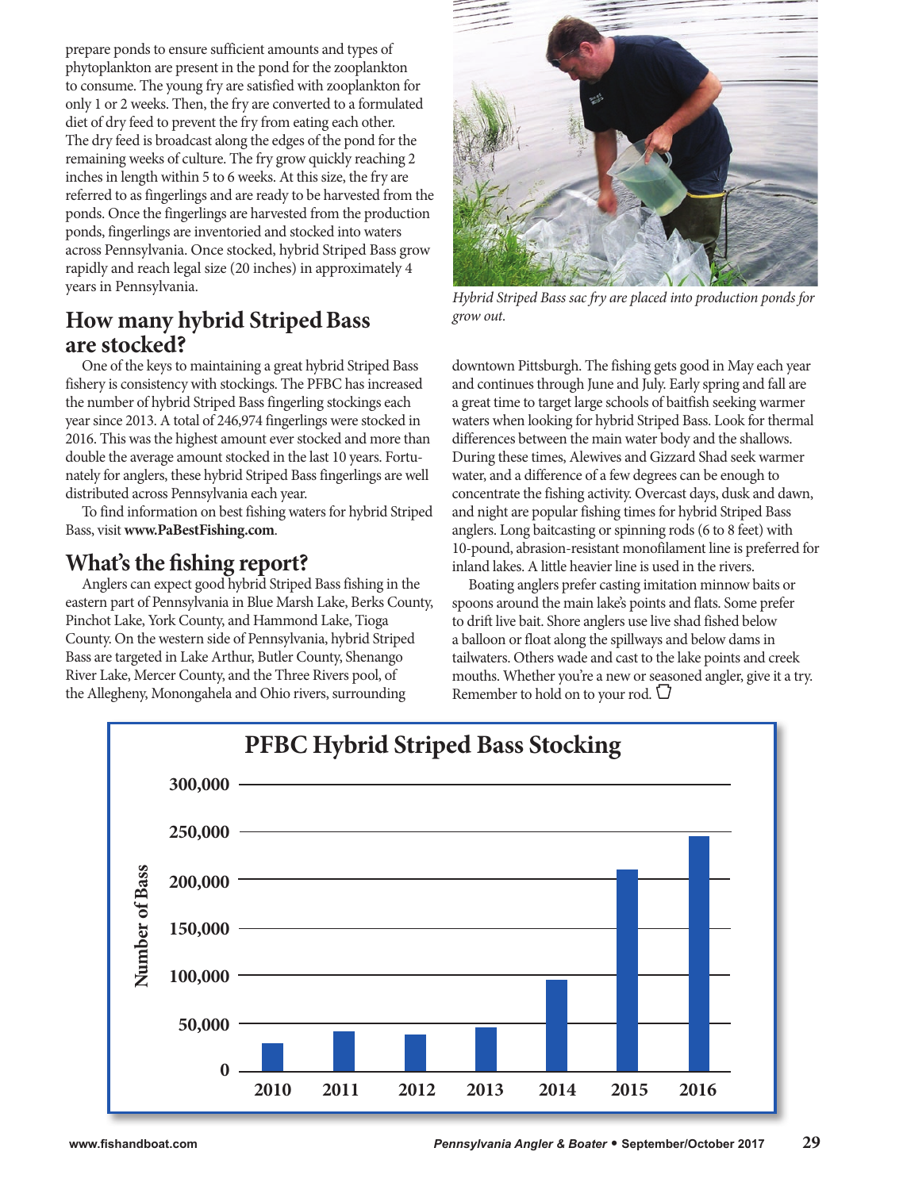prepare ponds to ensure sufficient amounts and types of phytoplankton are present in the pond for the zooplankton to consume. The young fry are satisfied with zooplankton for only 1 or 2 weeks. Then, the fry are converted to a formulated diet of dry feed to prevent the fry from eating each other. The dry feed is broadcast along the edges of the pond for the remaining weeks of culture. The fry grow quickly reaching 2 inches in length within 5 to 6 weeks. At this size, the fry are referred to as fingerlings and are ready to be harvested from the ponds. Once the fingerlings are harvested from the production ponds, fingerlings are inventoried and stocked into waters across Pennsylvania. Once stocked, hybrid Striped Bass grow rapidly and reach legal size (20 inches) in approximately 4 years in Pennsylvania.

*Hybrid Striped Bass sac fry are placed into production ponds for grow out.*

## How many hybrid Striped Bass are stocked?

One of the keys to maintaining a great hybrid Striped Bass fishery is consistency with stockings. The PFBC has increased the number of hybrid Striped Bass fingerling stockings each year since 2013. A total of 246,974 fingerlings were stocked in 2016. This was the highest amount ever stocked and more than double the average amount stocked in the last 10 years. Fortunately for anglers, these hybrid Striped Bass fingerlings are well distributed across Pennsylvania each year.

To find information on best fishing waters for hybrid Striped Bass, visit **www.PaBestFishing.com**.

## What's the fishing report?

Anglers can expect good hybrid Striped Bass fishing in the eastern part of Pennsylvania in Blue Marsh Lake, Berks County, Pinchot Lake, York County, and Hammond Lake, Tioga County. On the western side of Pennsylvania, hybrid Striped Bass are targeted in Lake Arthur, Butler County, Shenango River Lake, Mercer County, and the Three Rivers pool, of the Allegheny, Monongahela and Ohio rivers, surrounding downtown Pittsburgh. The fishing gets good in May each year and continues through June and July. Early spring and fall are a great time to target large schools of baitfish seeking warmer waters when looking for hybrid Striped Bass. Look for thermal differences between the main water body and the shallows. During these times, Alewives and Gizzard Shad seek warmer water, and a difference of a few degrees can be enough to concentrate the fishing activity. Overcast days, dusk and dawn, and night are popular fishing times for hybrid Striped Bass anglers. Long baitcasting or spinning rods (6 to 8 feet) with 10-pound, abrasion-resistant monofilament line is preferred for inland lakes. A little heavier line is used in the rivers.

Boating anglers prefer casting imitation minnow baits or spoons around the main lake's points and flats. Some prefer to drift live bait. Shore anglers use live shad fished below a balloon or float along the spillways and below dams in tailwaters. Others wade and cast to the lake points and creek mouths. Whether you're a new or seasoned angler, give it a try. Remember to hold on to your rod.

**PFBC Hybrid Striped Bass Stocking**

Number of Bass

300,000
250,000
200,000
150,000
100,000
50,000
0

2010 2011 2012 2013 2014 2015 2016